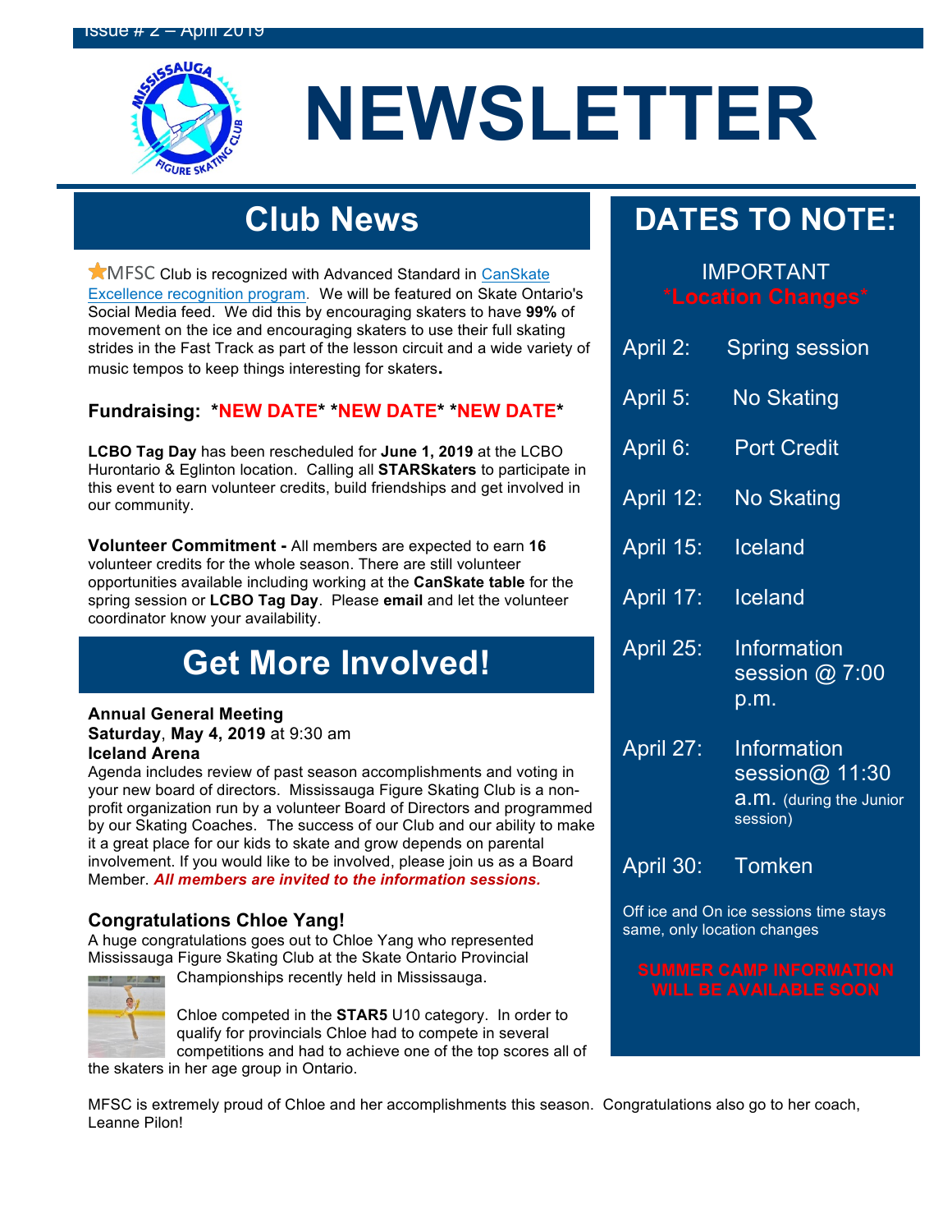Issue # 2 – April 2019

# NEWSLETTER

## Club News

MFSC Club is recognized with Advanced Standard in CanSkate Excellence recognition program. We will be featured on Skate Ontario's Social Media feed. We did this by encouraging skaters to have **99%** of movement on the ice and encouraging skaters to use their full skating strides in the Fast Track as part of the lesson circuit and a wide variety of music tempos to keep things interesting for skaters.

### Fundraising: *NEW DATE* *NEW DATE* *NEW DATE*

**LCBO Tag Day** has been rescheduled for **June 1, 2019** at the LCBO Hurontario & Eglinton location. Calling all **STARSkaters** to participate in this event to earn volunteer credits, build friendships and get involved in our community.

**Volunteer Commitment -** All members are expected to earn **16** volunteer credits for the whole season. There are still volunteer opportunities available including working at the **CanSkate table** for the spring session or **LCBO Tag Day**. Please **email** and let the volunteer coordinator know your availability.

## Get More Involved!

**Annual General Meeting**
**Saturday**, **May 4, 2019** at 9:30 am
**Iceland Arena**
Agenda includes review of past season accomplishments and voting in your new board of directors. Mississauga Figure Skating Club is a non-profit organization run by a volunteer Board of Directors and programmed by our Skating Coaches. The success of our Club and our ability to make it a great place for our kids to skate and grow depends on parental involvement. If you would like to be involved, please join us as a Board Member. ***All members are invited to the information sessions.***

### Congratulations Chloe Yang!

A huge congratulations goes out to Chloe Yang who represented Mississauga Figure Skating Club at the Skate Ontario Provincial Championships recently held in Mississauga.

Chloe competed in the **STAR5** U10 category. In order to qualify for provincials Chloe had to compete in several competitions and had to achieve one of the top scores all of the skaters in her age group in Ontario.

MFSC is extremely proud of Chloe and her accomplishments this season. Congratulations also go to her coach, Leanne Pilon!

## DATES TO NOTE:

IMPORTANT
*Location Changes*

| Date | Event |
|---|---|
| April 2: | Spring session |
| April 5: | No Skating |
| April 6: | Port Credit |
| April 12: | No Skating |
| April 15: | Iceland |
| April 17: | Iceland |
| April 25: | Information session @ 7:00 p.m. |
| April 27: | Information session@ 11:30 a.m. (during the Junior session) |
| April 30: | Tomken |

Off ice and On ice sessions time stays same, only location changes

SUMMER CAMP INFORMATION WILL BE AVAILABLE SOON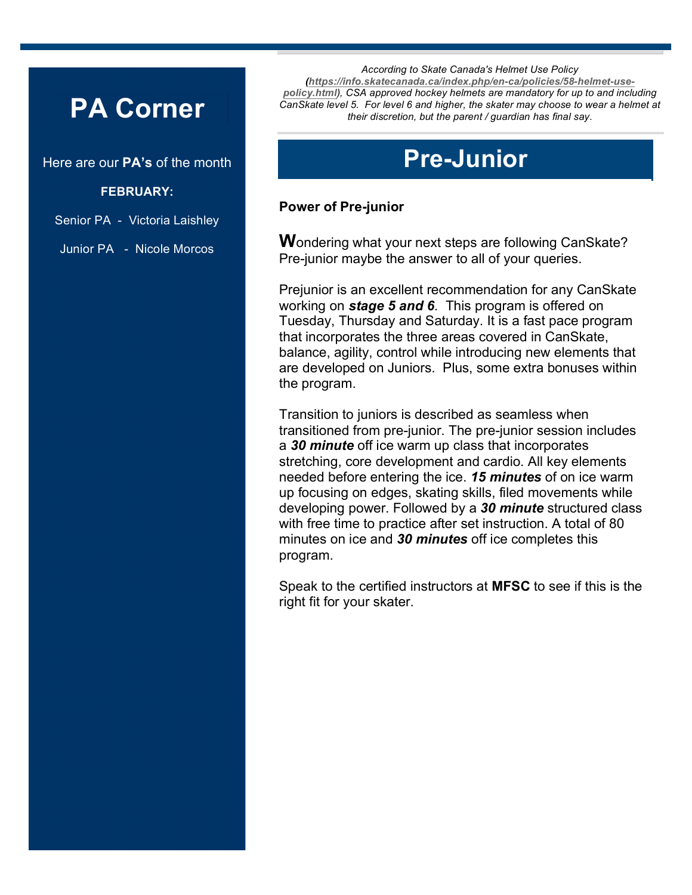# PA Corner

Here are our **PA's** of the month

**FEBRUARY:**

Senior PA - Victoria Laishley

Junior PA - Nicole Morcos

*According to Skate Canada's Helmet Use Policy (**https://info.skatecanada.ca/index.php/en-ca/policies/58-helmet-use-policy.html**), CSA approved hockey helmets are mandatory for up to and including CanSkate level 5. For level 6 and higher, the skater may choose to wear a helmet at their discretion, but the parent / guardian has final say.*

# Pre-Junior

**Power of Pre-junior**

**W**ondering what your next steps are following CanSkate? Pre-junior maybe the answer to all of your queries.

Prejunior is an excellent recommendation for any CanSkate working on ***stage 5 and 6***. This program is offered on Tuesday, Thursday and Saturday. It is a fast pace program that incorporates the three areas covered in CanSkate, balance, agility, control while introducing new elements that are developed on Juniors. Plus, some extra bonuses within the program.

Transition to juniors is described as seamless when transitioned from pre-junior. The pre-junior session includes a ***30 minute*** off ice warm up class that incorporates stretching, core development and cardio. All key elements needed before entering the ice. ***15 minutes*** of on ice warm up focusing on edges, skating skills, filed movements while developing power. Followed by a ***30 minute*** structured class with free time to practice after set instruction. A total of 80 minutes on ice and ***30 minutes*** off ice completes this program.

Speak to the certified instructors at **MFSC** to see if this is the right fit for your skater.